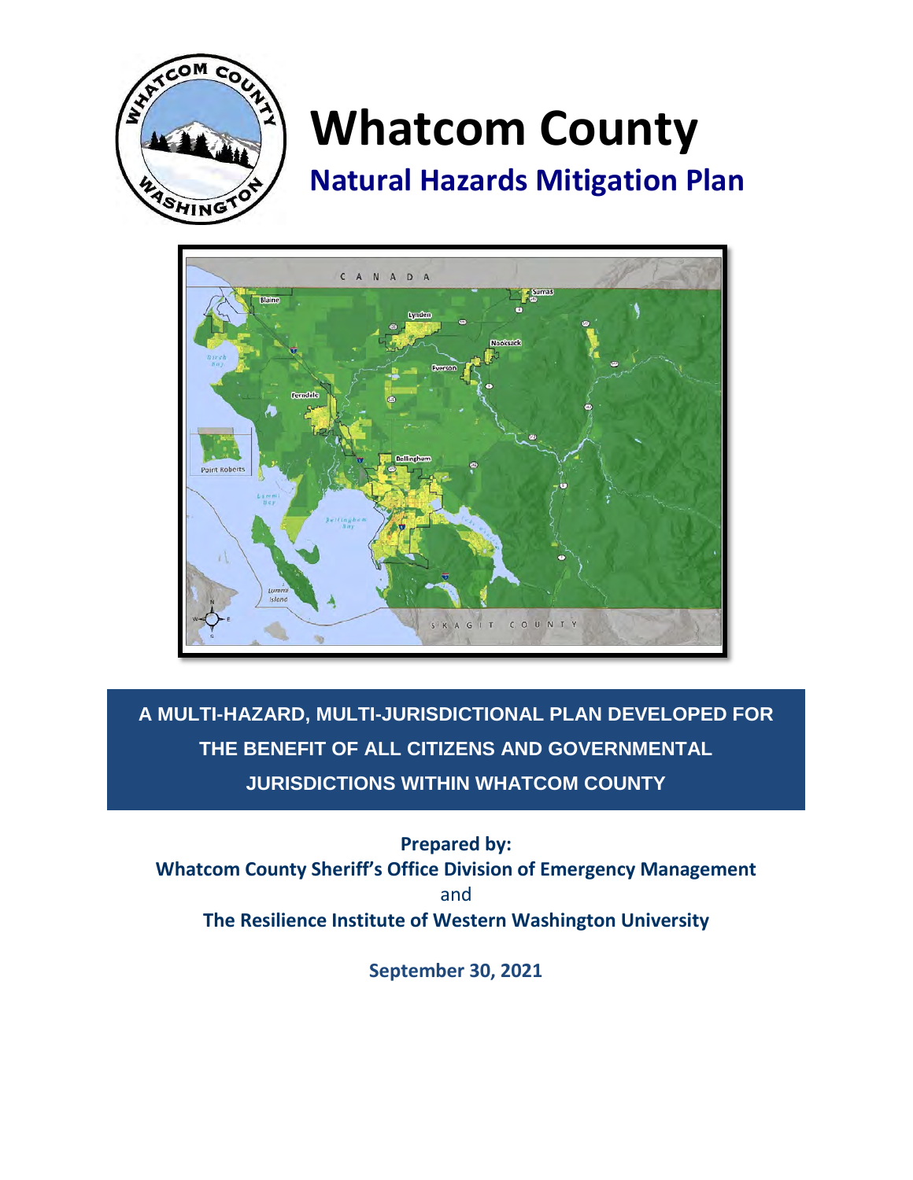# Whatcom County

## Natural Hazards Mitigation Plan

**A MULTI-HAZARD, MULTI-JURISDICTIONAL PLAN DEVELOPED FOR THE BENEFIT OF ALL CITIZENS AND GOVERNMENTAL JURISDICTIONS WITHIN WHATCOM COUNTY**

**Prepared by:**

**Whatcom County Sheriff's Office Division of Emergency Management**

and

**The Resilience Institute of Western Washington University**

**September 30, 2021**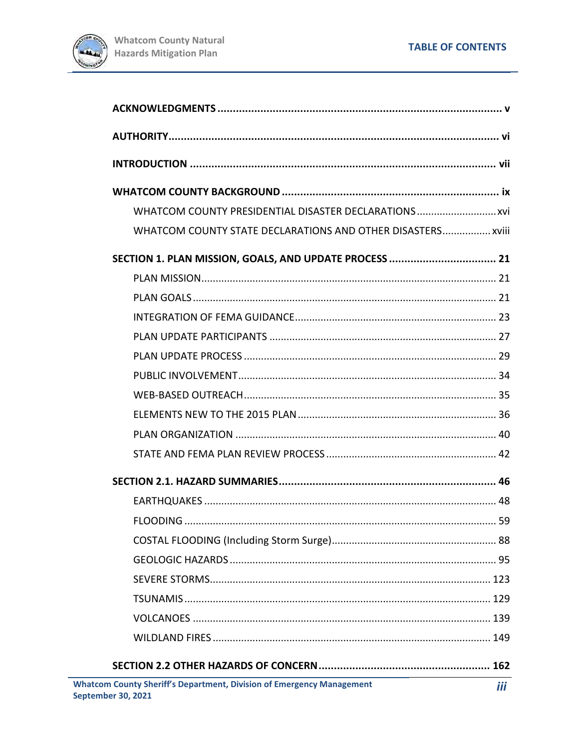# TABLE OF CONTENTS

**ACKNOWLEDGMENTS** ........ v

**AUTHORITY** ........ vi

**INTRODUCTION** ........ vii

**WHATCOM COUNTY BACKGROUND** ........ ix

- WHATCOM COUNTY PRESIDENTIAL DISASTER DECLARATIONS ........ xvi
- WHATCOM COUNTY STATE DECLARATIONS AND OTHER DISASTERS ........ xviii

**SECTION 1. PLAN MISSION, GOALS, AND UPDATE PROCESS** ........ 21

- PLAN MISSION ........ 21
- PLAN GOALS ........ 21
- INTEGRATION OF FEMA GUIDANCE ........ 23
- PLAN UPDATE PARTICIPANTS ........ 27
- PLAN UPDATE PROCESS ........ 29
- PUBLIC INVOLVEMENT ........ 34
- WEB-BASED OUTREACH ........ 35
- ELEMENTS NEW TO THE 2015 PLAN ........ 36
- PLAN ORGANIZATION ........ 40
- STATE AND FEMA PLAN REVIEW PROCESS ........ 42

**SECTION 2.1. HAZARD SUMMARIES** ........ 46

- EARTHQUAKES ........ 48
- FLOODING ........ 59
- COSTAL FLOODING (Including Storm Surge) ........ 88
- GEOLOGIC HAZARDS ........ 95
- SEVERE STORMS ........ 123
- TSUNAMIS ........ 129
- VOLCANOES ........ 139
- WILDLAND FIRES ........ 149

**SECTION 2.2 OTHER HAZARDS OF CONCERN** ........ 162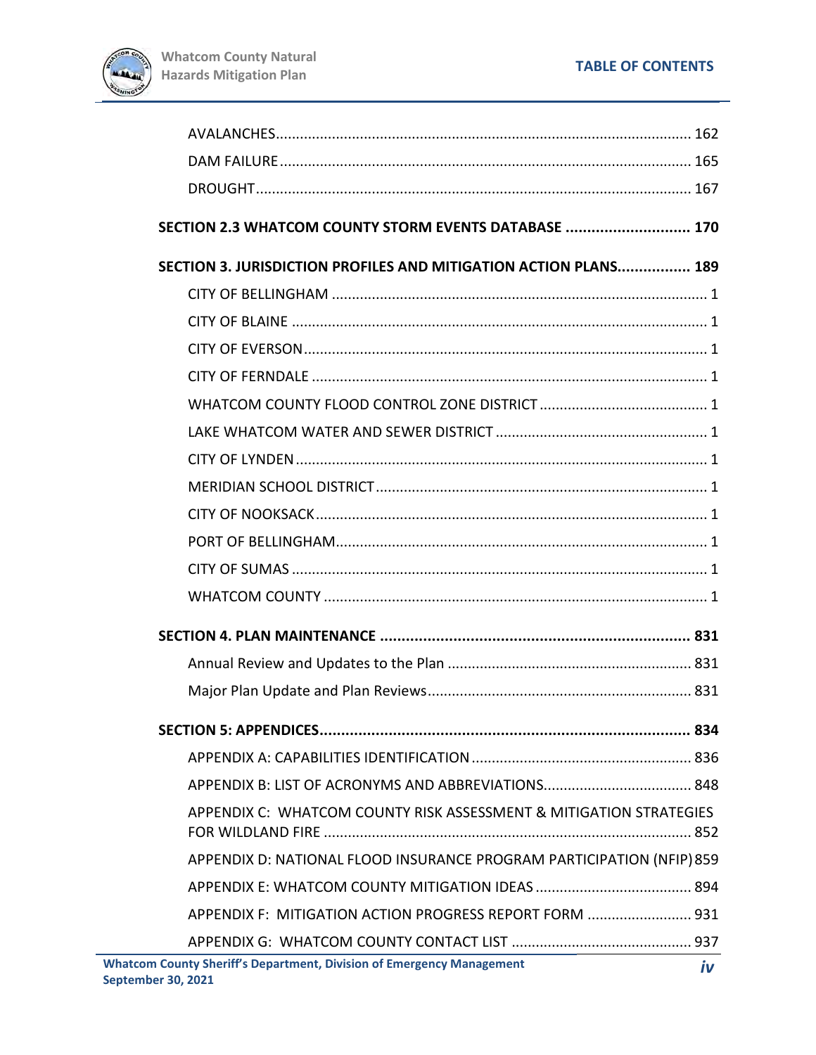AVALANCHES ........................................................................................................ 162

DAM FAILURE ...................................................................................................... 165

DROUGHT ............................................................................................................ 167

**SECTION 2.3 WHATCOM COUNTY STORM EVENTS DATABASE ............................ 170**

**SECTION 3. JURISDICTION PROFILES AND MITIGATION ACTION PLANS................. 189**

CITY OF BELLINGHAM ............................................................................................. 1

CITY OF BLAINE ....................................................................................................... 1

CITY OF EVERSON .................................................................................................... 1

CITY OF FERNDALE .................................................................................................. 1

WHATCOM COUNTY FLOOD CONTROL ZONE DISTRICT .......................................... 1

LAKE WHATCOM WATER AND SEWER DISTRICT ..................................................... 1

CITY OF LYNDEN ...................................................................................................... 1

MERIDIAN SCHOOL DISTRICT .................................................................................. 1

CITY OF NOOKSACK ................................................................................................. 1

PORT OF BELLINGHAM ............................................................................................ 1

CITY OF SUMAS ....................................................................................................... 1

WHATCOM COUNTY ................................................................................................ 1

**SECTION 4. PLAN MAINTENANCE ........................................................................ 831**

Annual Review and Updates to the Plan ............................................................ 831

Major Plan Update and Plan Reviews ................................................................. 831

**SECTION 5: APPENDICES ..................................................................................... 834**

APPENDIX A: CAPABILITIES IDENTIFICATION ...................................................... 836

APPENDIX B: LIST OF ACRONYMS AND ABBREVIATIONS..................................... 848

APPENDIX C: WHATCOM COUNTY RISK ASSESSMENT & MITIGATION STRATEGIES FOR WILDLAND FIRE ........................................................................................... 852

APPENDIX D: NATIONAL FLOOD INSURANCE PROGRAM PARTICIPATION (NFIP) 859

APPENDIX E: WHATCOM COUNTY MITIGATION IDEAS ....................................... 894

APPENDIX F: MITIGATION ACTION PROGRESS REPORT FORM .......................... 931

APPENDIX G: WHATCOM COUNTY CONTACT LIST ............................................ 937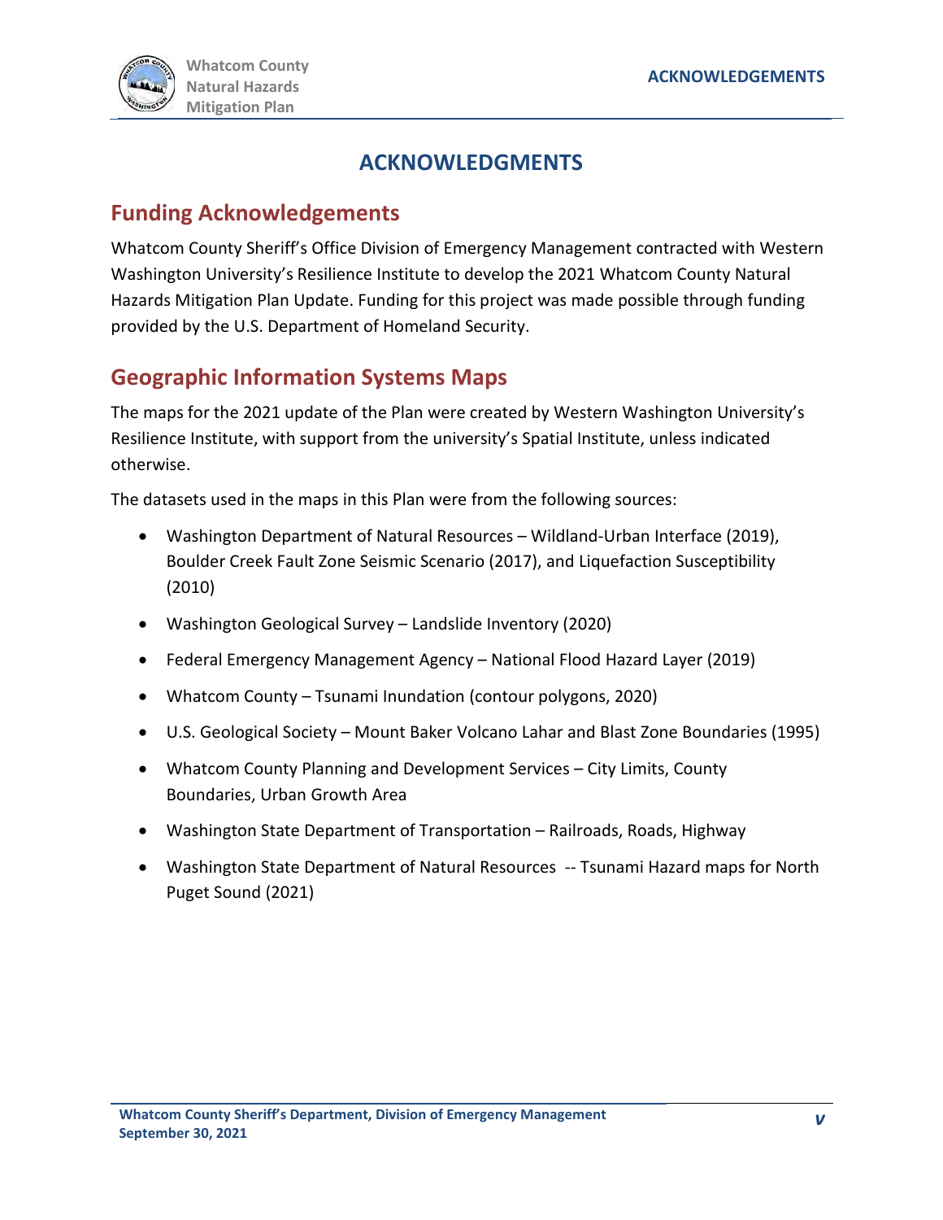# ACKNOWLEDGMENTS

## Funding Acknowledgements

Whatcom County Sheriff's Office Division of Emergency Management contracted with Western Washington University's Resilience Institute to develop the 2021 Whatcom County Natural Hazards Mitigation Plan Update. Funding for this project was made possible through funding provided by the U.S. Department of Homeland Security.

## Geographic Information Systems Maps

The maps for the 2021 update of the Plan were created by Western Washington University's Resilience Institute, with support from the university's Spatial Institute, unless indicated otherwise.

The datasets used in the maps in this Plan were from the following sources:

- Washington Department of Natural Resources – Wildland-Urban Interface (2019), Boulder Creek Fault Zone Seismic Scenario (2017), and Liquefaction Susceptibility (2010)
- Washington Geological Survey – Landslide Inventory (2020)
- Federal Emergency Management Agency – National Flood Hazard Layer (2019)
- Whatcom County – Tsunami Inundation (contour polygons, 2020)
- U.S. Geological Society – Mount Baker Volcano Lahar and Blast Zone Boundaries (1995)
- Whatcom County Planning and Development Services – City Limits, County Boundaries, Urban Growth Area
- Washington State Department of Transportation – Railroads, Roads, Highway
- Washington State Department of Natural Resources -- Tsunami Hazard maps for North Puget Sound (2021)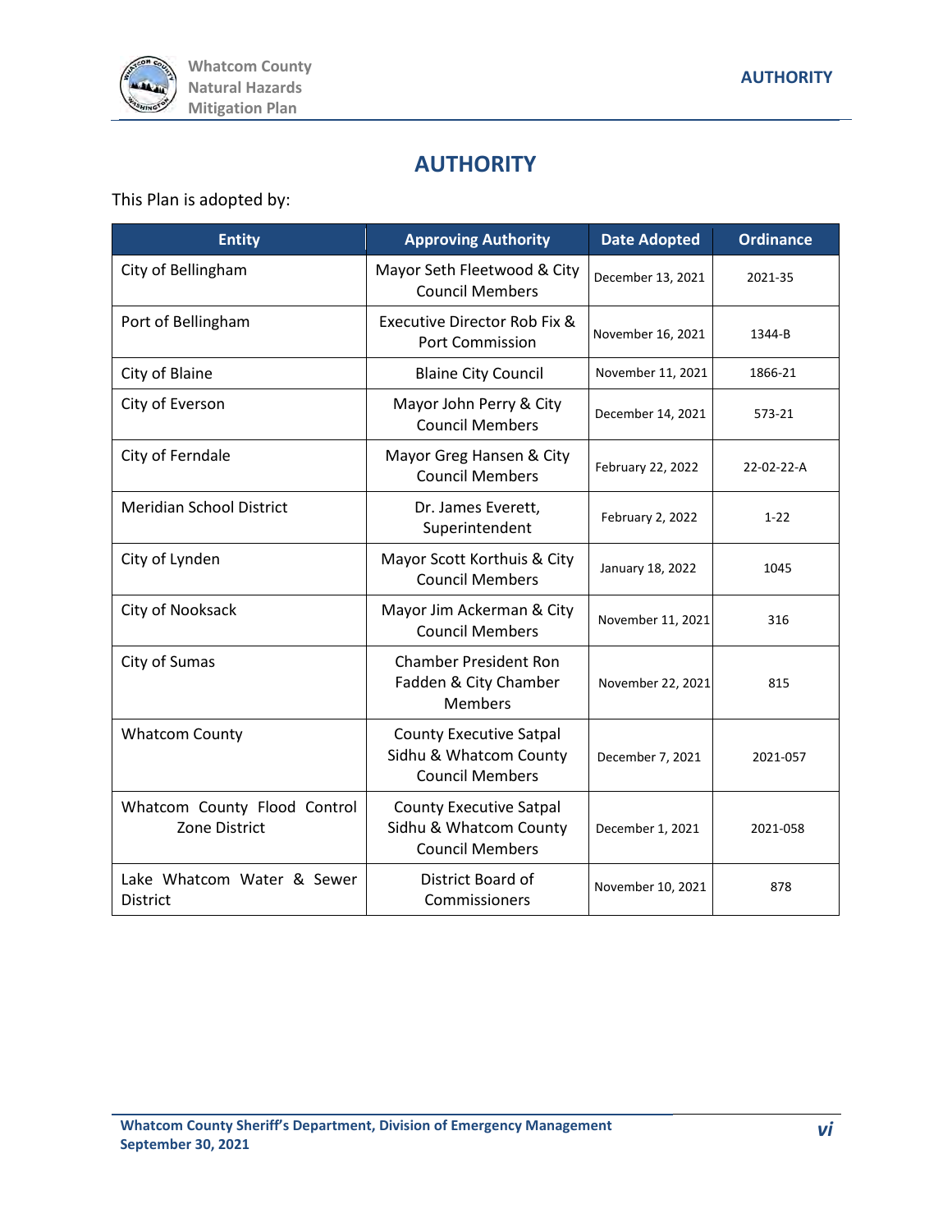# AUTHORITY

This Plan is adopted by:

| Entity | Approving Authority | Date Adopted | Ordinance |
|---|---|---|---|
| City of Bellingham | Mayor Seth Fleetwood & City Council Members | December 13, 2021 | 2021-35 |
| Port of Bellingham | Executive Director Rob Fix & Port Commission | November 16, 2021 | 1344-B |
| City of Blaine | Blaine City Council | November 11, 2021 | 1866-21 |
| City of Everson | Mayor John Perry & City Council Members | December 14, 2021 | 573-21 |
| City of Ferndale | Mayor Greg Hansen & City Council Members | February 22, 2022 | 22-02-22-A |
| Meridian School District | Dr. James Everett, Superintendent | February 2, 2022 | 1-22 |
| City of Lynden | Mayor Scott Korthuis & City Council Members | January 18, 2022 | 1045 |
| City of Nooksack | Mayor Jim Ackerman & City Council Members | November 11, 2021 | 316 |
| City of Sumas | Chamber President Ron Fadden & City Chamber Members | November 22, 2021 | 815 |
| Whatcom County | County Executive Satpal Sidhu & Whatcom County Council Members | December 7, 2021 | 2021-057 |
| Whatcom County Flood Control Zone District | County Executive Satpal Sidhu & Whatcom County Council Members | December 1, 2021 | 2021-058 |
| Lake Whatcom Water & Sewer District | District Board of Commissioners | November 10, 2021 | 878 |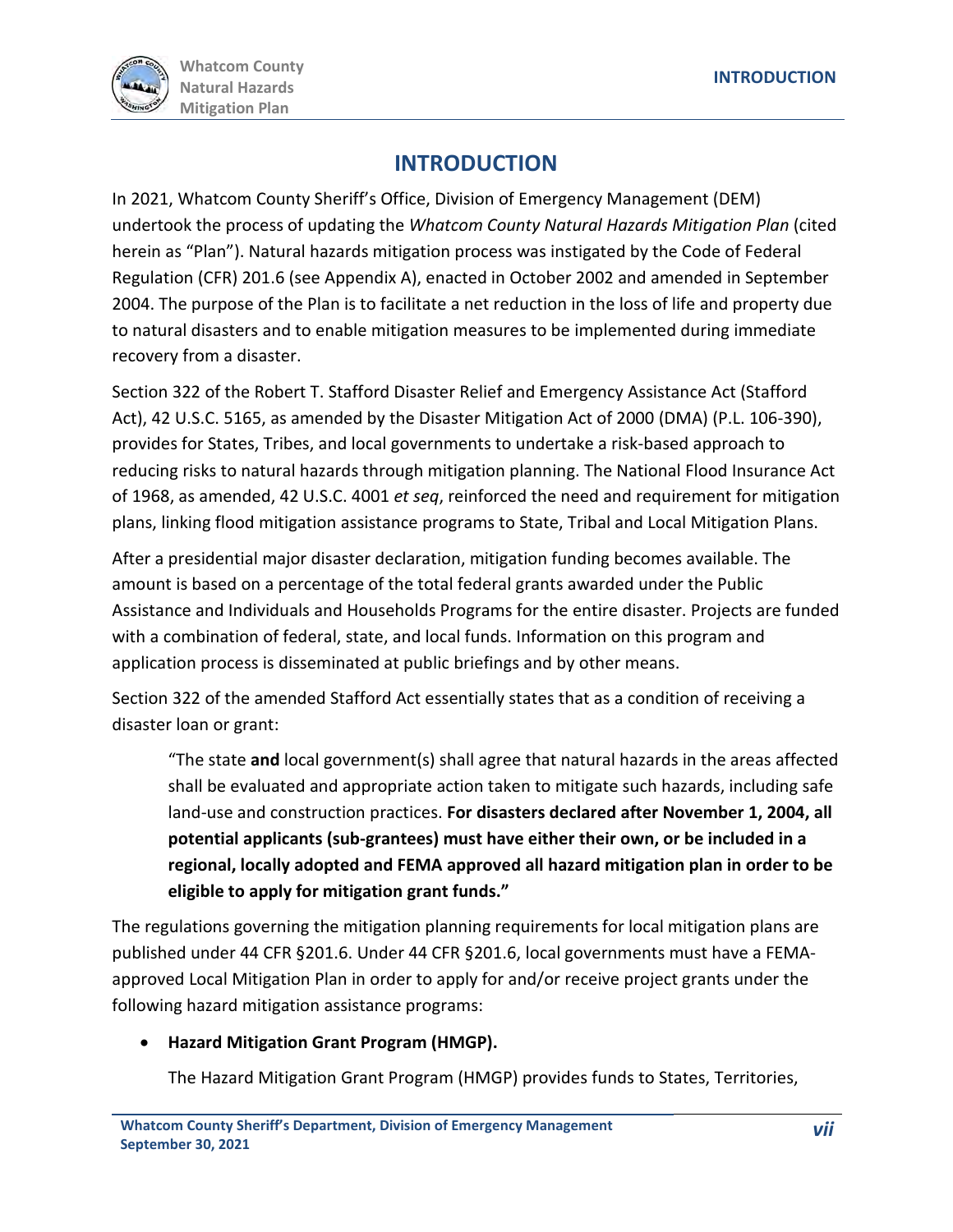# INTRODUCTION

In 2021, Whatcom County Sheriff's Office, Division of Emergency Management (DEM) undertook the process of updating the *Whatcom County Natural Hazards Mitigation Plan* (cited herein as "Plan"). Natural hazards mitigation process was instigated by the Code of Federal Regulation (CFR) 201.6 (see Appendix A), enacted in October 2002 and amended in September 2004. The purpose of the Plan is to facilitate a net reduction in the loss of life and property due to natural disasters and to enable mitigation measures to be implemented during immediate recovery from a disaster.

Section 322 of the Robert T. Stafford Disaster Relief and Emergency Assistance Act (Stafford Act), 42 U.S.C. 5165, as amended by the Disaster Mitigation Act of 2000 (DMA) (P.L. 106-390), provides for States, Tribes, and local governments to undertake a risk-based approach to reducing risks to natural hazards through mitigation planning. The National Flood Insurance Act of 1968, as amended, 42 U.S.C. 4001 *et seq*, reinforced the need and requirement for mitigation plans, linking flood mitigation assistance programs to State, Tribal and Local Mitigation Plans.

After a presidential major disaster declaration, mitigation funding becomes available. The amount is based on a percentage of the total federal grants awarded under the Public Assistance and Individuals and Households Programs for the entire disaster. Projects are funded with a combination of federal, state, and local funds. Information on this program and application process is disseminated at public briefings and by other means.

Section 322 of the amended Stafford Act essentially states that as a condition of receiving a disaster loan or grant:

> "The state **and** local government(s) shall agree that natural hazards in the areas affected shall be evaluated and appropriate action taken to mitigate such hazards, including safe land-use and construction practices. **For disasters declared after November 1, 2004, all potential applicants (sub-grantees) must have either their own, or be included in a regional, locally adopted and FEMA approved all hazard mitigation plan in order to be eligible to apply for mitigation grant funds."**

The regulations governing the mitigation planning requirements for local mitigation plans are published under 44 CFR §201.6. Under 44 CFR §201.6, local governments must have a FEMA-approved Local Mitigation Plan in order to apply for and/or receive project grants under the following hazard mitigation assistance programs:

- **Hazard Mitigation Grant Program (HMGP).**

  The Hazard Mitigation Grant Program (HMGP) provides funds to States, Territories,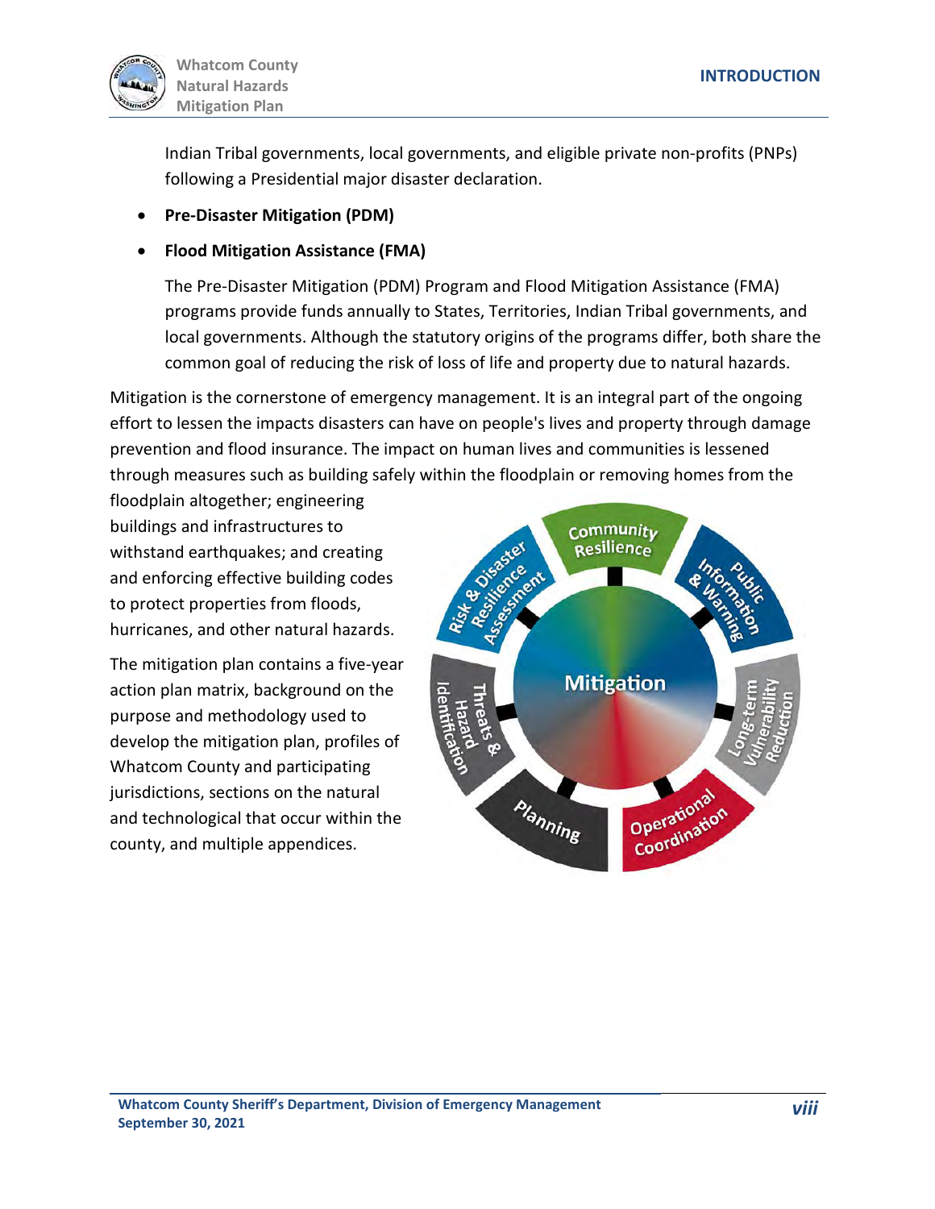Indian Tribal governments, local governments, and eligible private non-profits (PNPs) following a Presidential major disaster declaration.

- **Pre-Disaster Mitigation (PDM)**
- **Flood Mitigation Assistance (FMA)**

  The Pre-Disaster Mitigation (PDM) Program and Flood Mitigation Assistance (FMA) programs provide funds annually to States, Territories, Indian Tribal governments, and local governments. Although the statutory origins of the programs differ, both share the common goal of reducing the risk of loss of life and property due to natural hazards.

Mitigation is the cornerstone of emergency management. It is an integral part of the ongoing effort to lessen the impacts disasters can have on people's lives and property through damage prevention and flood insurance. The impact on human lives and communities is lessened through measures such as building safely within the floodplain or removing homes from the floodplain altogether; engineering buildings and infrastructures to withstand earthquakes; and creating and enforcing effective building codes to protect properties from floods, hurricanes, and other natural hazards.

The mitigation plan contains a five-year action plan matrix, background on the purpose and methodology used to develop the mitigation plan, profiles of Whatcom County and participating jurisdictions, sections on the natural and technological that occur within the county, and multiple appendices.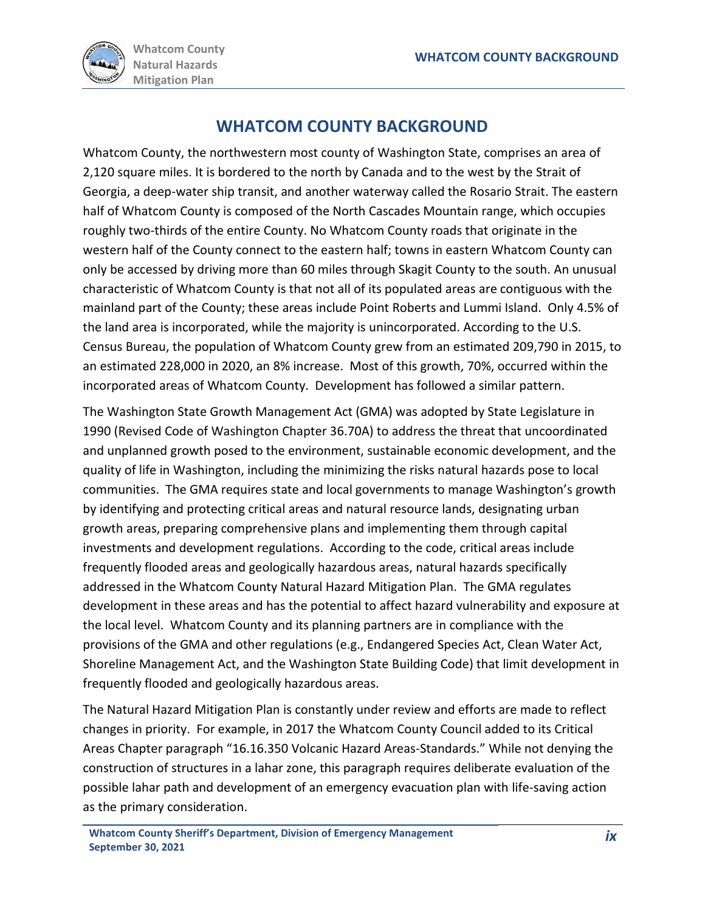# WHATCOM COUNTY BACKGROUND

Whatcom County, the northwestern most county of Washington State, comprises an area of 2,120 square miles. It is bordered to the north by Canada and to the west by the Strait of Georgia, a deep-water ship transit, and another waterway called the Rosario Strait. The eastern half of Whatcom County is composed of the North Cascades Mountain range, which occupies roughly two-thirds of the entire County. No Whatcom County roads that originate in the western half of the County connect to the eastern half; towns in eastern Whatcom County can only be accessed by driving more than 60 miles through Skagit County to the south. An unusual characteristic of Whatcom County is that not all of its populated areas are contiguous with the mainland part of the County; these areas include Point Roberts and Lummi Island. Only 4.5% of the land area is incorporated, while the majority is unincorporated. According to the U.S. Census Bureau, the population of Whatcom County grew from an estimated 209,790 in 2015, to an estimated 228,000 in 2020, an 8% increase. Most of this growth, 70%, occurred within the incorporated areas of Whatcom County. Development has followed a similar pattern.

The Washington State Growth Management Act (GMA) was adopted by State Legislature in 1990 (Revised Code of Washington Chapter 36.70A) to address the threat that uncoordinated and unplanned growth posed to the environment, sustainable economic development, and the quality of life in Washington, including the minimizing the risks natural hazards pose to local communities. The GMA requires state and local governments to manage Washington's growth by identifying and protecting critical areas and natural resource lands, designating urban growth areas, preparing comprehensive plans and implementing them through capital investments and development regulations. According to the code, critical areas include frequently flooded areas and geologically hazardous areas, natural hazards specifically addressed in the Whatcom County Natural Hazard Mitigation Plan. The GMA regulates development in these areas and has the potential to affect hazard vulnerability and exposure at the local level. Whatcom County and its planning partners are in compliance with the provisions of the GMA and other regulations (e.g., Endangered Species Act, Clean Water Act, Shoreline Management Act, and the Washington State Building Code) that limit development in frequently flooded and geologically hazardous areas.

The Natural Hazard Mitigation Plan is constantly under review and efforts are made to reflect changes in priority. For example, in 2017 the Whatcom County Council added to its Critical Areas Chapter paragraph "16.16.350 Volcanic Hazard Areas-Standards." While not denying the construction of structures in a lahar zone, this paragraph requires deliberate evaluation of the possible lahar path and development of an emergency evacuation plan with life-saving action as the primary consideration.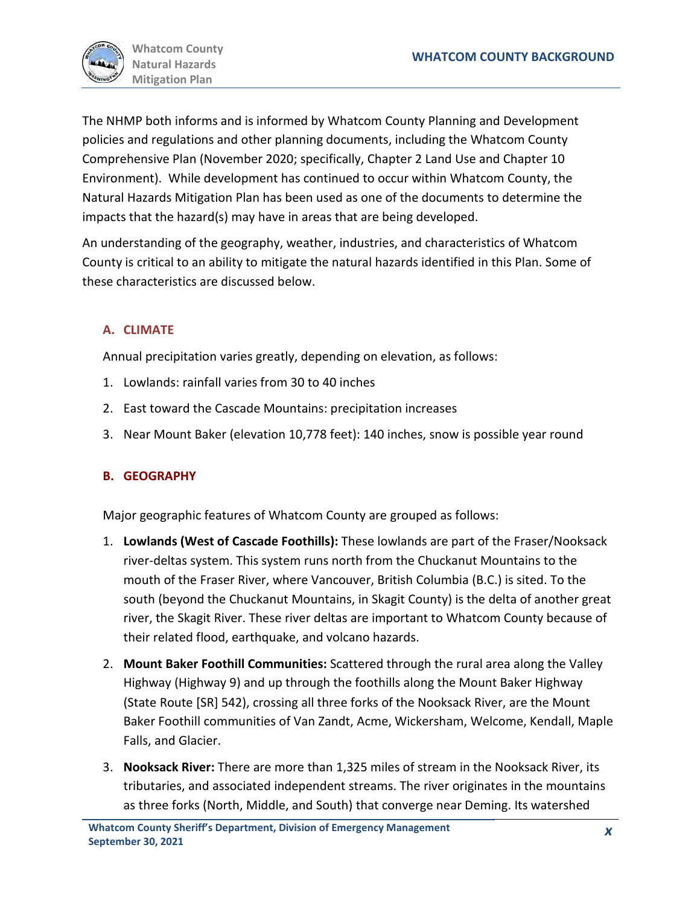The NHMP both informs and is informed by Whatcom County Planning and Development policies and regulations and other planning documents, including the Whatcom County Comprehensive Plan (November 2020; specifically, Chapter 2 Land Use and Chapter 10 Environment). While development has continued to occur within Whatcom County, the Natural Hazards Mitigation Plan has been used as one of the documents to determine the impacts that the hazard(s) may have in areas that are being developed.

An understanding of the geography, weather, industries, and characteristics of Whatcom County is critical to an ability to mitigate the natural hazards identified in this Plan. Some of these characteristics are discussed below.

## A. CLIMATE

Annual precipitation varies greatly, depending on elevation, as follows:

1. Lowlands: rainfall varies from 30 to 40 inches
2. East toward the Cascade Mountains: precipitation increases
3. Near Mount Baker (elevation 10,778 feet): 140 inches, snow is possible year round

## B. GEOGRAPHY

Major geographic features of Whatcom County are grouped as follows:

1. **Lowlands (West of Cascade Foothills):** These lowlands are part of the Fraser/Nooksack river-deltas system. This system runs north from the Chuckanut Mountains to the mouth of the Fraser River, where Vancouver, British Columbia (B.C.) is sited. To the south (beyond the Chuckanut Mountains, in Skagit County) is the delta of another great river, the Skagit River. These river deltas are important to Whatcom County because of their related flood, earthquake, and volcano hazards.
2. **Mount Baker Foothill Communities:** Scattered through the rural area along the Valley Highway (Highway 9) and up through the foothills along the Mount Baker Highway (State Route [SR] 542), crossing all three forks of the Nooksack River, are the Mount Baker Foothill communities of Van Zandt, Acme, Wickersham, Welcome, Kendall, Maple Falls, and Glacier.
3. **Nooksack River:** There are more than 1,325 miles of stream in the Nooksack River, its tributaries, and associated independent streams. The river originates in the mountains as three forks (North, Middle, and South) that converge near Deming. Its watershed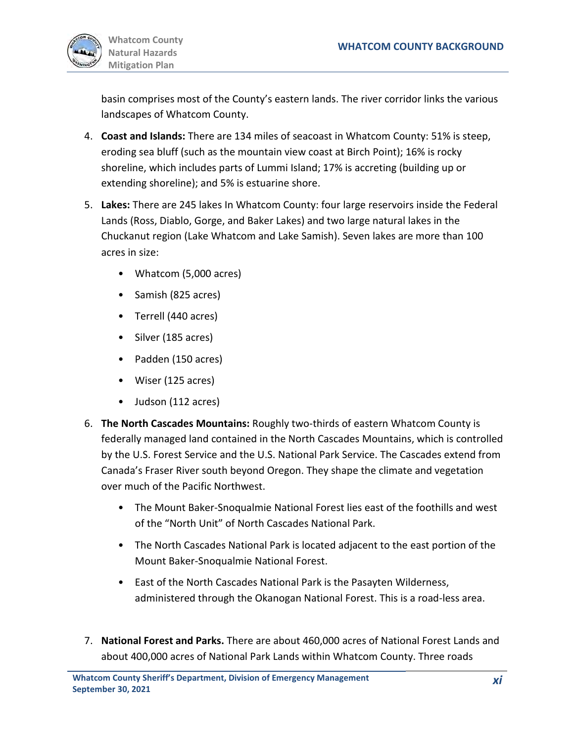basin comprises most of the County's eastern lands. The river corridor links the various landscapes of Whatcom County.

4. **Coast and Islands:** There are 134 miles of seacoast in Whatcom County: 51% is steep, eroding sea bluff (such as the mountain view coast at Birch Point); 16% is rocky shoreline, which includes parts of Lummi Island; 17% is accreting (building up or extending shoreline); and 5% is estuarine shore.

5. **Lakes:** There are 245 lakes In Whatcom County: four large reservoirs inside the Federal Lands (Ross, Diablo, Gorge, and Baker Lakes) and two large natural lakes in the Chuckanut region (Lake Whatcom and Lake Samish). Seven lakes are more than 100 acres in size:

   - Whatcom (5,000 acres)
   - Samish (825 acres)
   - Terrell (440 acres)
   - Silver (185 acres)
   - Padden (150 acres)
   - Wiser (125 acres)
   - Judson (112 acres)

6. **The North Cascades Mountains:** Roughly two-thirds of eastern Whatcom County is federally managed land contained in the North Cascades Mountains, which is controlled by the U.S. Forest Service and the U.S. National Park Service. The Cascades extend from Canada's Fraser River south beyond Oregon. They shape the climate and vegetation over much of the Pacific Northwest.

   - The Mount Baker-Snoqualmie National Forest lies east of the foothills and west of the "North Unit" of North Cascades National Park.
   - The North Cascades National Park is located adjacent to the east portion of the Mount Baker-Snoqualmie National Forest.
   - East of the North Cascades National Park is the Pasayten Wilderness, administered through the Okanogan National Forest. This is a road-less area.

7. **National Forest and Parks.** There are about 460,000 acres of National Forest Lands and about 400,000 acres of National Park Lands within Whatcom County. Three roads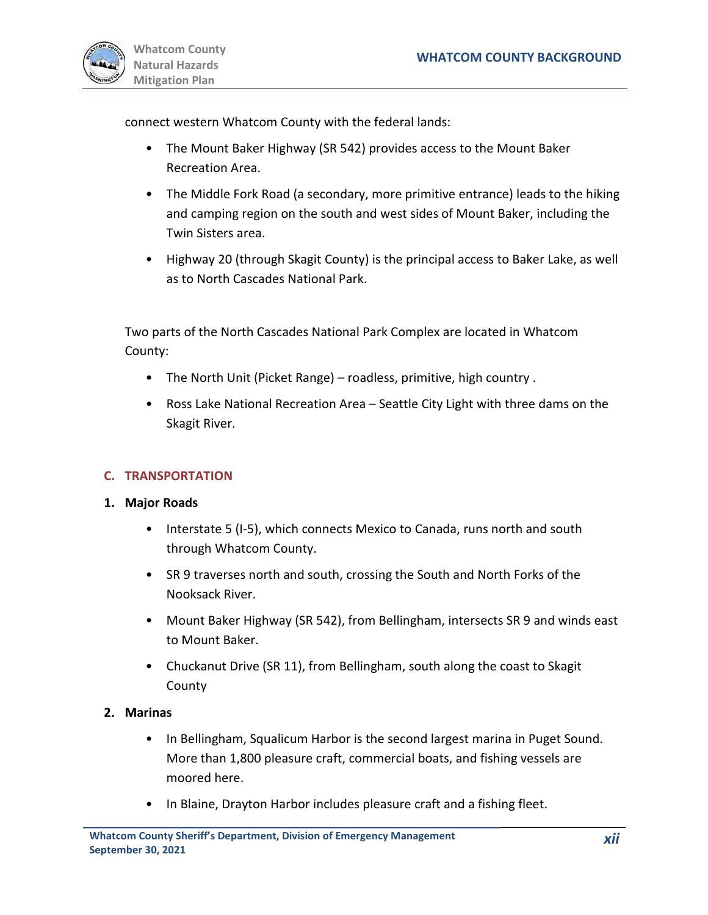connect western Whatcom County with the federal lands:

- The Mount Baker Highway (SR 542) provides access to the Mount Baker Recreation Area.
- The Middle Fork Road (a secondary, more primitive entrance) leads to the hiking and camping region on the south and west sides of Mount Baker, including the Twin Sisters area.
- Highway 20 (through Skagit County) is the principal access to Baker Lake, as well as to North Cascades National Park.

Two parts of the North Cascades National Park Complex are located in Whatcom County:

- The North Unit (Picket Range) – roadless, primitive, high country .
- Ross Lake National Recreation Area – Seattle City Light with three dams on the Skagit River.

## C. TRANSPORTATION

### 1. Major Roads

- Interstate 5 (I-5), which connects Mexico to Canada, runs north and south through Whatcom County.
- SR 9 traverses north and south, crossing the South and North Forks of the Nooksack River.
- Mount Baker Highway (SR 542), from Bellingham, intersects SR 9 and winds east to Mount Baker.
- Chuckanut Drive (SR 11), from Bellingham, south along the coast to Skagit County

### 2. Marinas

- In Bellingham, Squalicum Harbor is the second largest marina in Puget Sound. More than 1,800 pleasure craft, commercial boats, and fishing vessels are moored here.
- In Blaine, Drayton Harbor includes pleasure craft and a fishing fleet.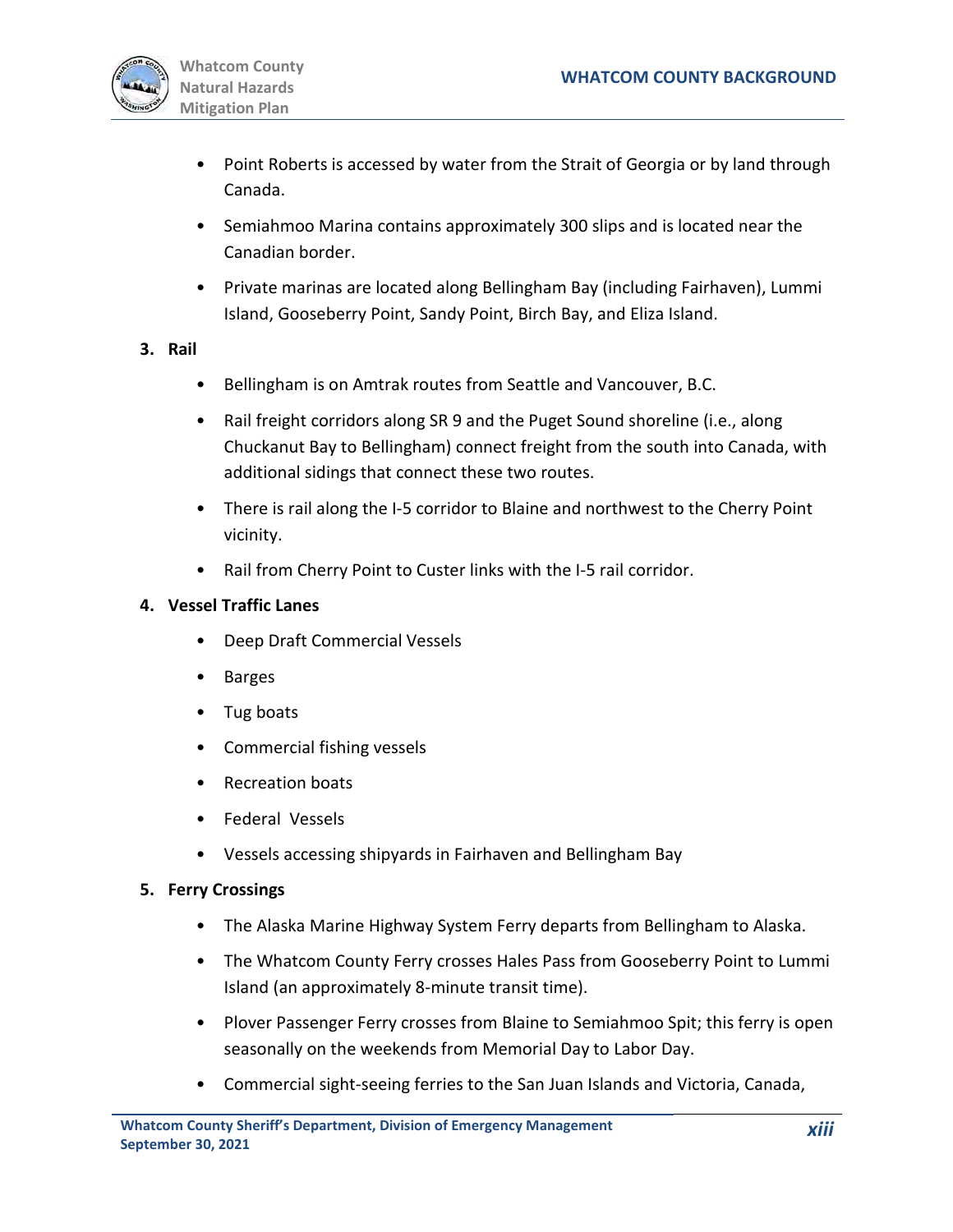- Point Roberts is accessed by water from the Strait of Georgia or by land through Canada.
- Semiahmoo Marina contains approximately 300 slips and is located near the Canadian border.
- Private marinas are located along Bellingham Bay (including Fairhaven), Lummi Island, Gooseberry Point, Sandy Point, Birch Bay, and Eliza Island.

3. **Rail**

- Bellingham is on Amtrak routes from Seattle and Vancouver, B.C.
- Rail freight corridors along SR 9 and the Puget Sound shoreline (i.e., along Chuckanut Bay to Bellingham) connect freight from the south into Canada, with additional sidings that connect these two routes.
- There is rail along the I-5 corridor to Blaine and northwest to the Cherry Point vicinity.
- Rail from Cherry Point to Custer links with the I-5 rail corridor.

4. **Vessel Traffic Lanes**

- Deep Draft Commercial Vessels
- Barges
- Tug boats
- Commercial fishing vessels
- Recreation boats
- Federal Vessels
- Vessels accessing shipyards in Fairhaven and Bellingham Bay

5. **Ferry Crossings**

- The Alaska Marine Highway System Ferry departs from Bellingham to Alaska.
- The Whatcom County Ferry crosses Hales Pass from Gooseberry Point to Lummi Island (an approximately 8-minute transit time).
- Plover Passenger Ferry crosses from Blaine to Semiahmoo Spit; this ferry is open seasonally on the weekends from Memorial Day to Labor Day.
- Commercial sight-seeing ferries to the San Juan Islands and Victoria, Canada,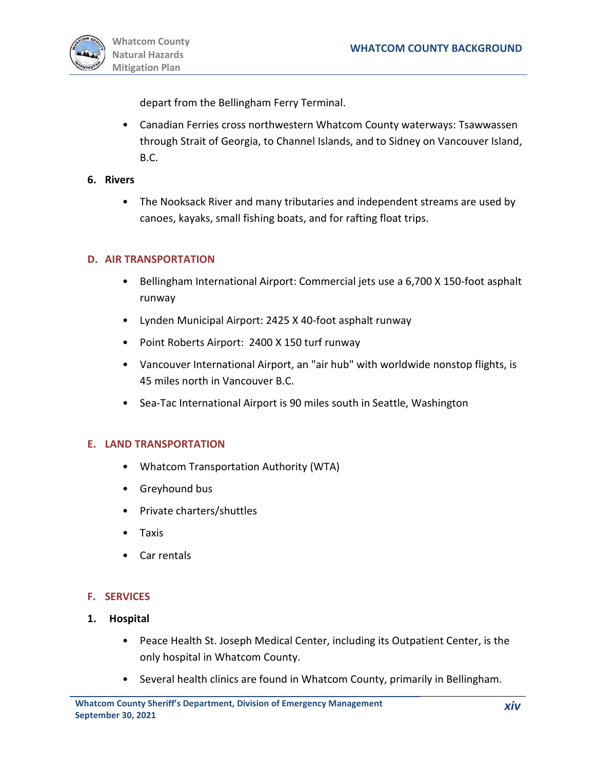depart from the Bellingham Ferry Terminal.

- Canadian Ferries cross northwestern Whatcom County waterways: Tsawwassen through Strait of Georgia, to Channel Islands, and to Sidney on Vancouver Island, B.C.

**6. Rivers**

- The Nooksack River and many tributaries and independent streams are used by canoes, kayaks, small fishing boats, and for rafting float trips.

## D. AIR TRANSPORTATION

- Bellingham International Airport: Commercial jets use a 6,700 X 150-foot asphalt runway
- Lynden Municipal Airport: 2425 X 40-foot asphalt runway
- Point Roberts Airport: 2400 X 150 turf runway
- Vancouver International Airport, an "air hub" with worldwide nonstop flights, is 45 miles north in Vancouver B.C.
- Sea-Tac International Airport is 90 miles south in Seattle, Washington

## E. LAND TRANSPORTATION

- Whatcom Transportation Authority (WTA)
- Greyhound bus
- Private charters/shuttles
- Taxis
- Car rentals

## F. SERVICES

**1. Hospital**

- Peace Health St. Joseph Medical Center, including its Outpatient Center, is the only hospital in Whatcom County.
- Several health clinics are found in Whatcom County, primarily in Bellingham.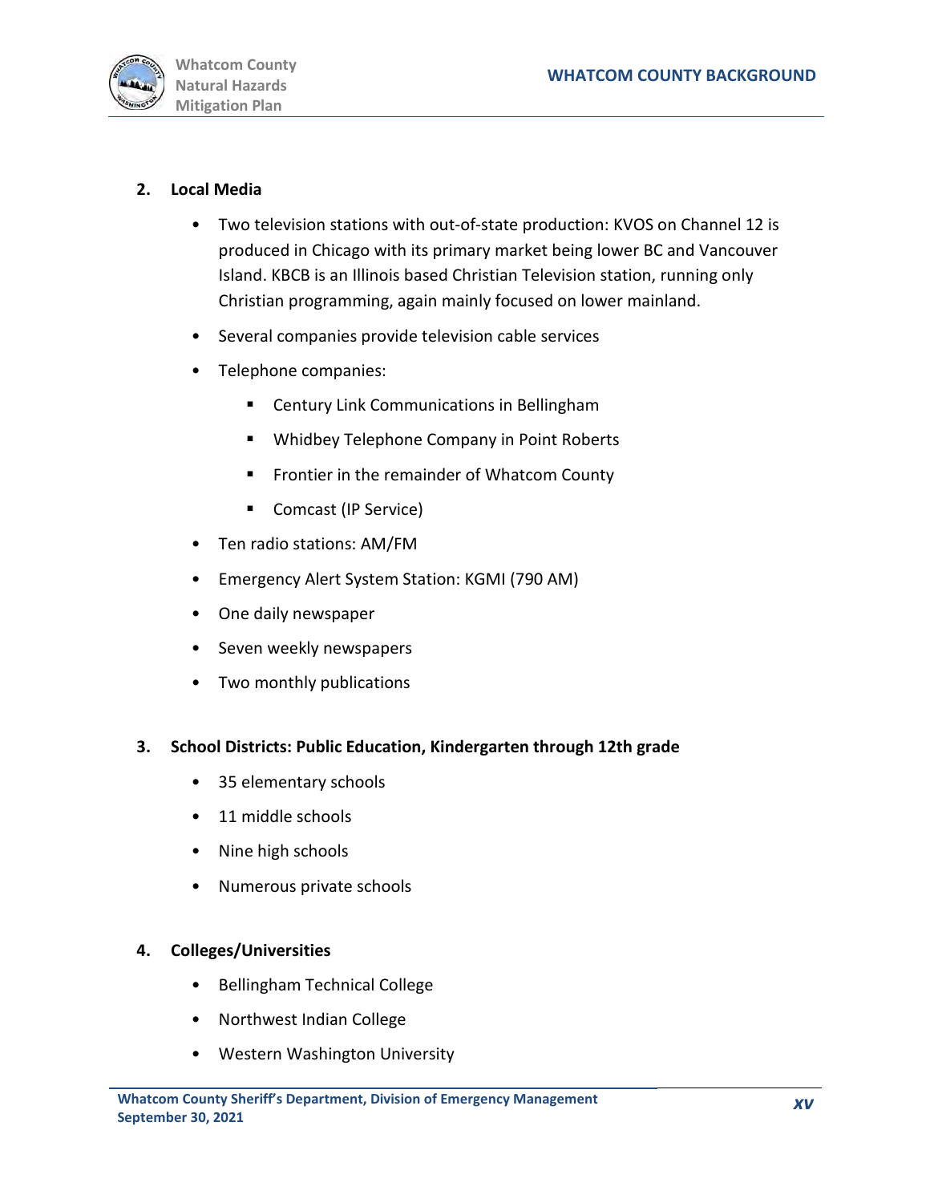2. **Local Media**

   - Two television stations with out-of-state production: KVOS on Channel 12 is produced in Chicago with its primary market being lower BC and Vancouver Island. KBCB is an Illinois based Christian Television station, running only Christian programming, again mainly focused on lower mainland.
   - Several companies provide television cable services
   - Telephone companies:
     - Century Link Communications in Bellingham
     - Whidbey Telephone Company in Point Roberts
     - Frontier in the remainder of Whatcom County
     - Comcast (IP Service)
   - Ten radio stations: AM/FM
   - Emergency Alert System Station: KGMI (790 AM)
   - One daily newspaper
   - Seven weekly newspapers
   - Two monthly publications

3. **School Districts: Public Education, Kindergarten through 12th grade**

   - 35 elementary schools
   - 11 middle schools
   - Nine high schools
   - Numerous private schools

4. **Colleges/Universities**

   - Bellingham Technical College
   - Northwest Indian College
   - Western Washington University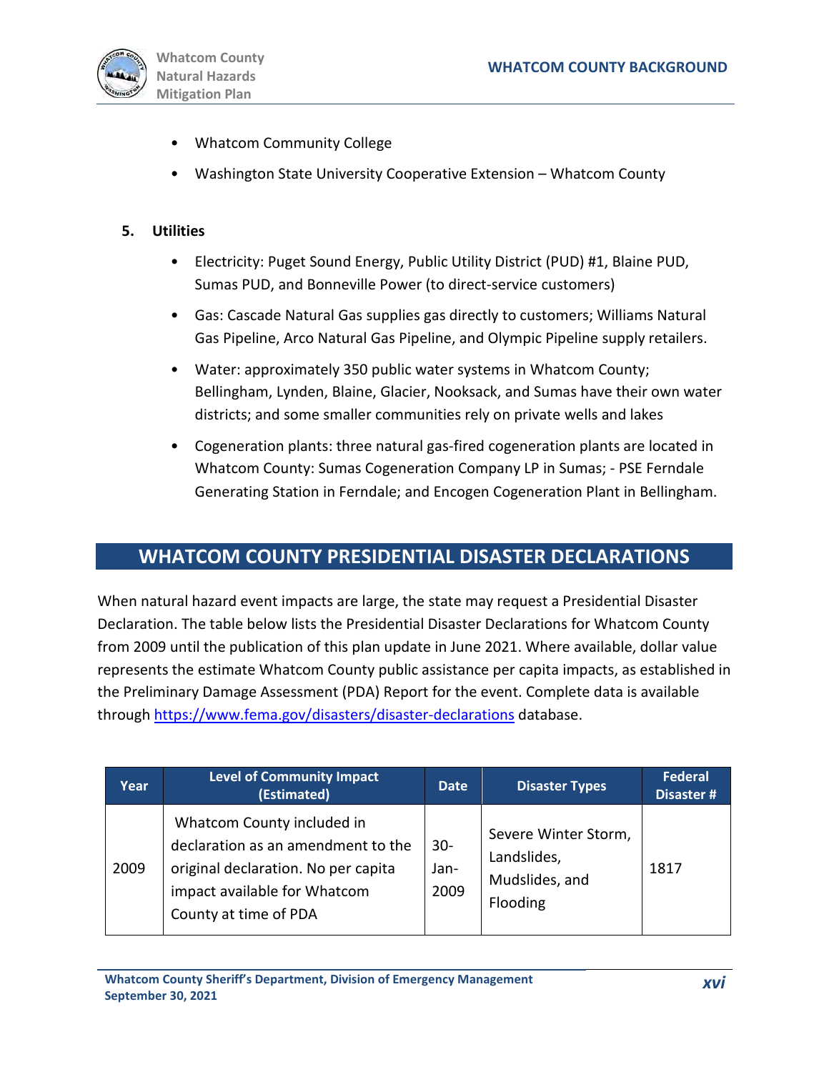- Whatcom Community College
- Washington State University Cooperative Extension – Whatcom County

**5. Utilities**

- Electricity: Puget Sound Energy, Public Utility District (PUD) #1, Blaine PUD, Sumas PUD, and Bonneville Power (to direct-service customers)
- Gas: Cascade Natural Gas supplies gas directly to customers; Williams Natural Gas Pipeline, Arco Natural Gas Pipeline, and Olympic Pipeline supply retailers.
- Water: approximately 350 public water systems in Whatcom County; Bellingham, Lynden, Blaine, Glacier, Nooksack, and Sumas have their own water districts; and some smaller communities rely on private wells and lakes
- Cogeneration plants: three natural gas-fired cogeneration plants are located in Whatcom County: Sumas Cogeneration Company LP in Sumas; - PSE Ferndale Generating Station in Ferndale; and Encogen Cogeneration Plant in Bellingham.

## WHATCOM COUNTY PRESIDENTIAL DISASTER DECLARATIONS

When natural hazard event impacts are large, the state may request a Presidential Disaster Declaration. The table below lists the Presidential Disaster Declarations for Whatcom County from 2009 until the publication of this plan update in June 2021. Where available, dollar value represents the estimate Whatcom County public assistance per capita impacts, as established in the Preliminary Damage Assessment (PDA) Report for the event. Complete data is available through https://www.fema.gov/disasters/disaster-declarations database.

| Year | Level of Community Impact (Estimated) | Date | Disaster Types | Federal Disaster # |
|---|---|---|---|---|
| 2009 | Whatcom County included in declaration as an amendment to the original declaration. No per capita impact available for Whatcom County at time of PDA | 30-Jan-2009 | Severe Winter Storm, Landslides, Mudslides, and Flooding | 1817 |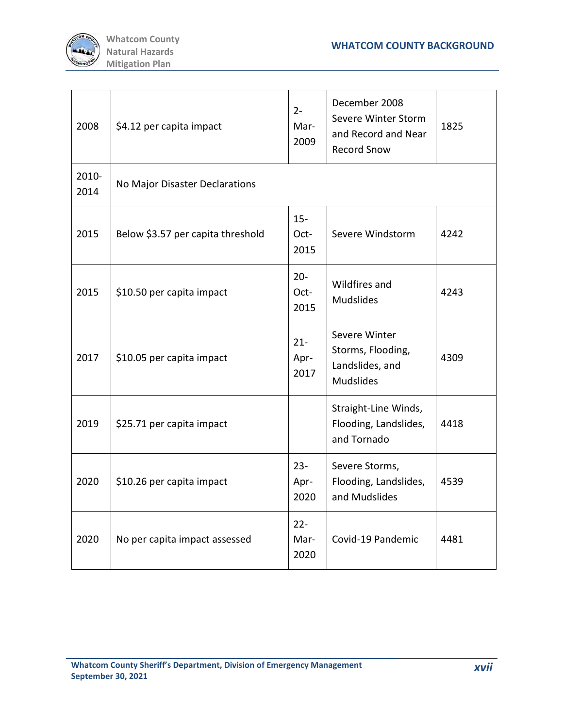| | | | | |
|---|---|---|---|---|
| 2008 | $4.12 per capita impact | 2-Mar-2009 | December 2008 Severe Winter Storm and Record and Near Record Snow | 1825 |
| 2010-2014 | No Major Disaster Declarations | | | |
| 2015 | Below $3.57 per capita threshold | 15-Oct-2015 | Severe Windstorm | 4242 |
| 2015 | $10.50 per capita impact | 20-Oct-2015 | Wildfires and Mudslides | 4243 |
| 2017 | $10.05 per capita impact | 21-Apr-2017 | Severe Winter Storms, Flooding, Landslides, and Mudslides | 4309 |
| 2019 | $25.71 per capita impact | | Straight-Line Winds, Flooding, Landslides, and Tornado | 4418 |
| 2020 | $10.26 per capita impact | 23-Apr-2020 | Severe Storms, Flooding, Landslides, and Mudslides | 4539 |
| 2020 | No per capita impact assessed | 22-Mar-2020 | Covid-19 Pandemic | 4481 |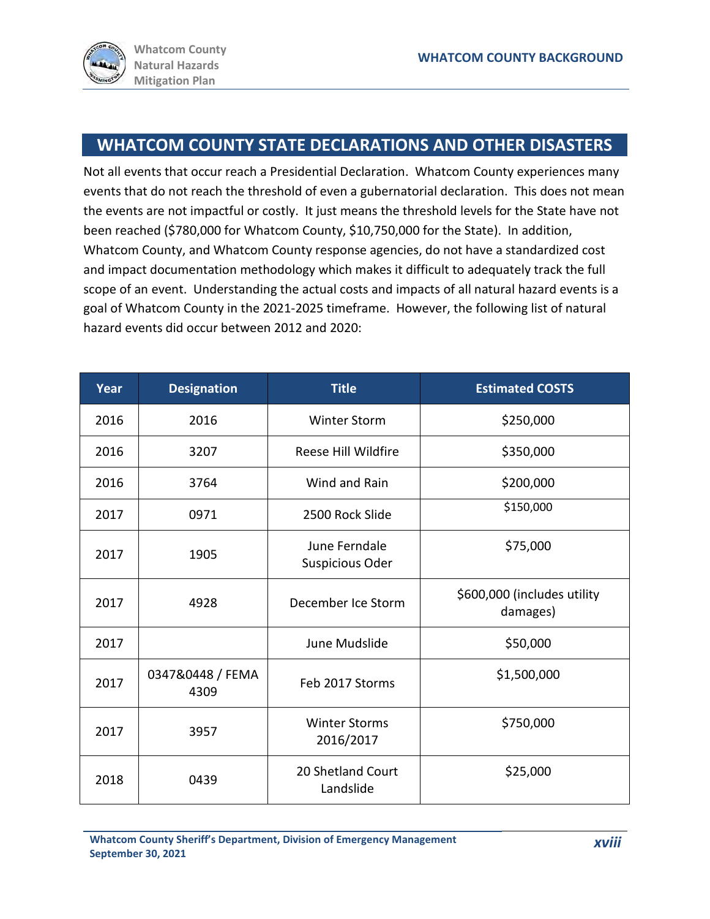## WHATCOM COUNTY STATE DECLARATIONS AND OTHER DISASTERS

Not all events that occur reach a Presidential Declaration. Whatcom County experiences many events that do not reach the threshold of even a gubernatorial declaration. This does not mean the events are not impactful or costly. It just means the threshold levels for the State have not been reached ($780,000 for Whatcom County, $10,750,000 for the State). In addition, Whatcom County, and Whatcom County response agencies, do not have a standardized cost and impact documentation methodology which makes it difficult to adequately track the full scope of an event. Understanding the actual costs and impacts of all natural hazard events is a goal of Whatcom County in the 2021-2025 timeframe. However, the following list of natural hazard events did occur between 2012 and 2020:

| Year | Designation | Title | Estimated COSTS |
|---|---|---|---|
| 2016 | 2016 | Winter Storm | $250,000 |
| 2016 | 3207 | Reese Hill Wildfire | $350,000 |
| 2016 | 3764 | Wind and Rain | $200,000 |
| 2017 | 0971 | 2500 Rock Slide | $150,000 |
| 2017 | 1905 | June Ferndale Suspicious Oder | $75,000 |
| 2017 | 4928 | December Ice Storm | $600,000 (includes utility damages) |
| 2017 | | June Mudslide | $50,000 |
| 2017 | 0347&0448 / FEMA 4309 | Feb 2017 Storms | $1,500,000 |
| 2017 | 3957 | Winter Storms 2016/2017 | $750,000 |
| 2018 | 0439 | 20 Shetland Court Landslide | $25,000 |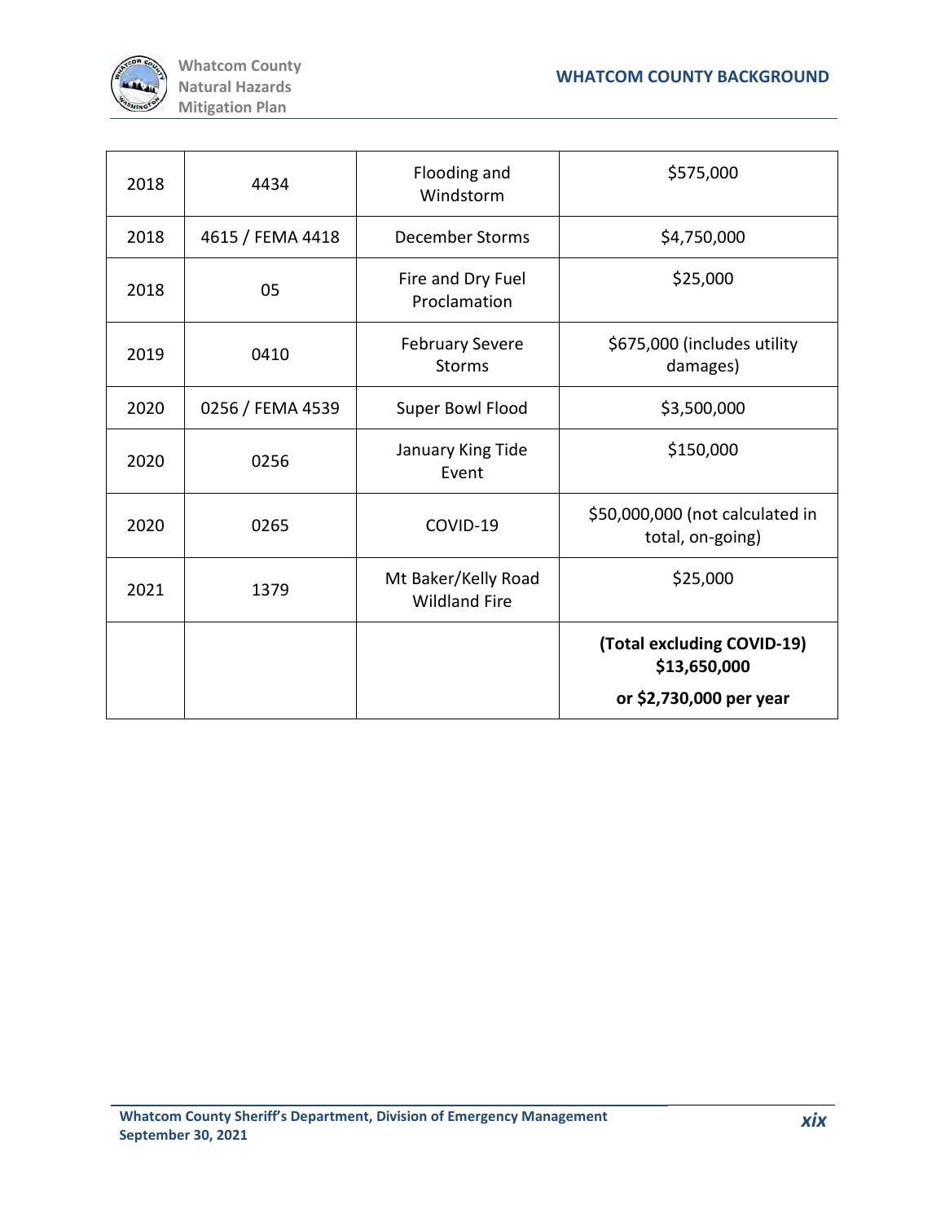| 2018 | 4434 | Flooding and Windstorm | $575,000 |
| --- | --- | --- | --- |
| 2018 | 4615 / FEMA 4418 | December Storms | $4,750,000 |
| 2018 | 05 | Fire and Dry Fuel Proclamation | $25,000 |
| 2019 | 0410 | February Severe Storms | $675,000 (includes utility damages) |
| 2020 | 0256 / FEMA 4539 | Super Bowl Flood | $3,500,000 |
| 2020 | 0256 | January King Tide Event | $150,000 |
| 2020 | 0265 | COVID-19 | $50,000,000 (not calculated in total, on-going) |
| 2021 | 1379 | Mt Baker/Kelly Road Wildland Fire | $25,000 |
| | | | **(Total excluding COVID-19) $13,650,000 or $2,730,000 per year** |